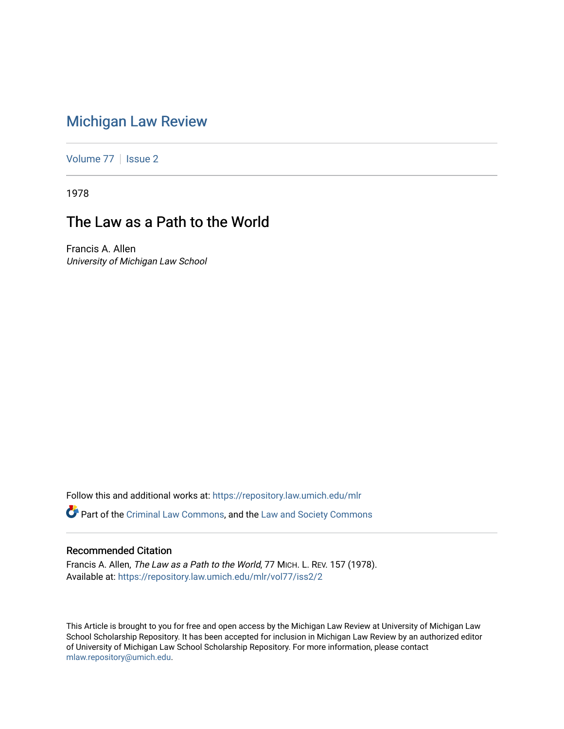# Michigan Law Review

Volume 77 | Issue 2

1978

## The Law as a Path to the World

Francis A. Allen
*University of Michigan Law School*

Follow this and additional works at: https://repository.law.umich.edu/mlr

Part of the Criminal Law Commons, and the Law and Society Commons

### Recommended Citation

Francis A. Allen, *The Law as a Path to the World*, 77 MICH. L. REV. 157 (1978).
Available at: https://repository.law.umich.edu/mlr/vol77/iss2/2

This Article is brought to you for free and open access by the Michigan Law Review at University of Michigan Law School Scholarship Repository. It has been accepted for inclusion in Michigan Law Review by an authorized editor of University of Michigan Law School Scholarship Repository. For more information, please contact mlaw.repository@umich.edu.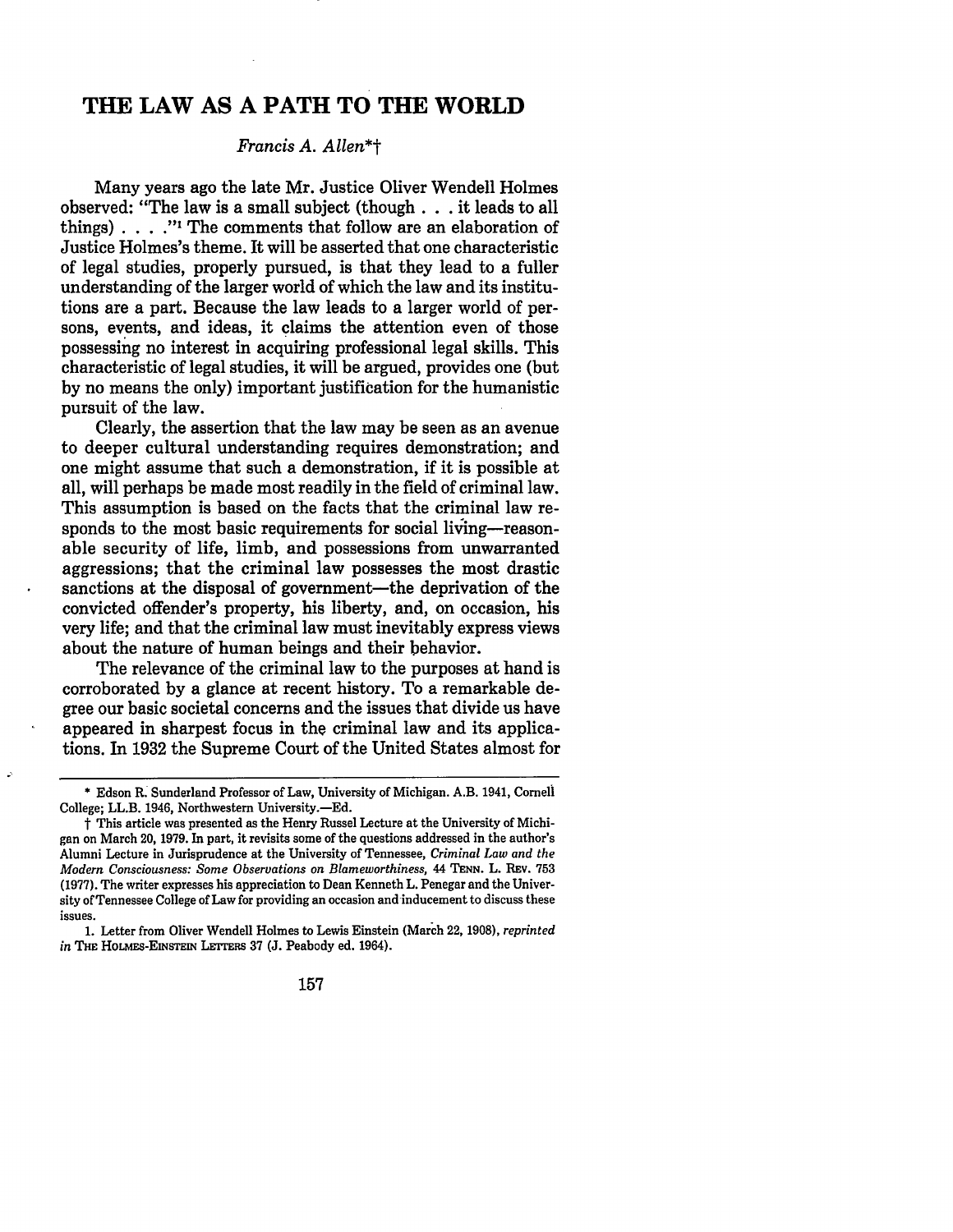# THE LAW AS A PATH TO THE WORLD

*Francis A. Allen*\*†

Many years ago the late Mr. Justice Oliver Wendell Holmes observed: "The law is a small subject (though . . . it leads to all things) . . . ."[1] The comments that follow are an elaboration of Justice Holmes's theme. It will be asserted that one characteristic of legal studies, properly pursued, is that they lead to a fuller understanding of the larger world of which the law and its institutions are a part. Because the law leads to a larger world of persons, events, and ideas, it claims the attention even of those possessing no interest in acquiring professional legal skills. This characteristic of legal studies, it will be argued, provides one (but by no means the only) important justification for the humanistic pursuit of the law.

Clearly, the assertion that the law may be seen as an avenue to deeper cultural understanding requires demonstration; and one might assume that such a demonstration, if it is possible at all, will perhaps be made most readily in the field of criminal law. This assumption is based on the facts that the criminal law responds to the most basic requirements for social living—reasonable security of life, limb, and possessions from unwarranted aggressions; that the criminal law possesses the most drastic sanctions at the disposal of government—the deprivation of the convicted offender's property, his liberty, and, on occasion, his very life; and that the criminal law must inevitably express views about the nature of human beings and their behavior.

The relevance of the criminal law to the purposes at hand is corroborated by a glance at recent history. To a remarkable degree our basic societal concerns and the issues that divide us have appeared in sharpest focus in the criminal law and its applications. In 1932 the Supreme Court of the United States almost for

---

\* Edson R. Sunderland Professor of Law, University of Michigan. A.B. 1941, Cornell College; LL.B. 1946, Northwestern University.—Ed.

† This article was presented as the Henry Russel Lecture at the University of Michigan on March 20, 1979. In part, it revisits some of the questions addressed in the author's Alumni Lecture in Jurisprudence at the University of Tennessee, *Criminal Law and the Modern Consciousness: Some Observations on Blameworthiness*, 44 TENN. L. REV. 753 (1977). The writer expresses his appreciation to Dean Kenneth L. Penegar and the University of Tennessee College of Law for providing an occasion and inducement to discuss these issues.

1. Letter from Oliver Wendell Holmes to Lewis Einstein (March 22, 1908), *reprinted in* THE HOLMES-EINSTEIN LETTERS 37 (J. Peabody ed. 1964).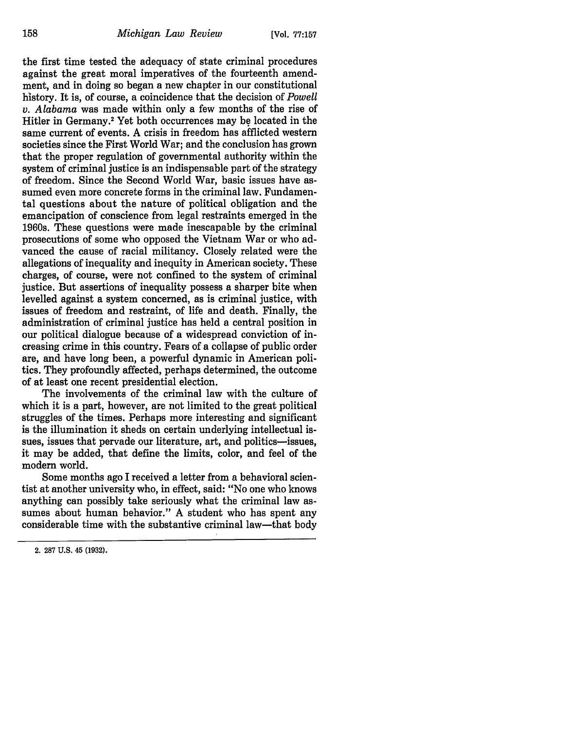the first time tested the adequacy of state criminal procedures against the great moral imperatives of the fourteenth amendment, and in doing so began a new chapter in our constitutional history. It is, of course, a coincidence that the decision of *Powell v. Alabama* was made within only a few months of the rise of Hitler in Germany.[2] Yet both occurrences may be located in the same current of events. A crisis in freedom has afflicted western societies since the First World War; and the conclusion has grown that the proper regulation of governmental authority within the system of criminal justice is an indispensable part of the strategy of freedom. Since the Second World War, basic issues have assumed even more concrete forms in the criminal law. Fundamental questions about the nature of political obligation and the emancipation of conscience from legal restraints emerged in the 1960s. These questions were made inescapable by the criminal prosecutions of some who opposed the Vietnam War or who advanced the cause of racial militancy. Closely related were the allegations of inequality and inequity in American society. These charges, of course, were not confined to the system of criminal justice. But assertions of inequality possess a sharper bite when levelled against a system concerned, as is criminal justice, with issues of freedom and restraint, of life and death. Finally, the administration of criminal justice has held a central position in our political dialogue because of a widespread conviction of increasing crime in this country. Fears of a collapse of public order are, and have long been, a powerful dynamic in American politics. They profoundly affected, perhaps determined, the outcome of at least one recent presidential election.

The involvements of the criminal law with the culture of which it is a part, however, are not limited to the great political struggles of the times. Perhaps more interesting and significant is the illumination it sheds on certain underlying intellectual issues, issues that pervade our literature, art, and politics—issues, it may be added, that define the limits, color, and feel of the modern world.

Some months ago I received a letter from a behavioral scientist at another university who, in effect, said: "No one who knows anything can possibly take seriously what the criminal law assumes about human behavior." A student who has spent any considerable time with the substantive criminal law—that body

2. 287 U.S. 45 (1932).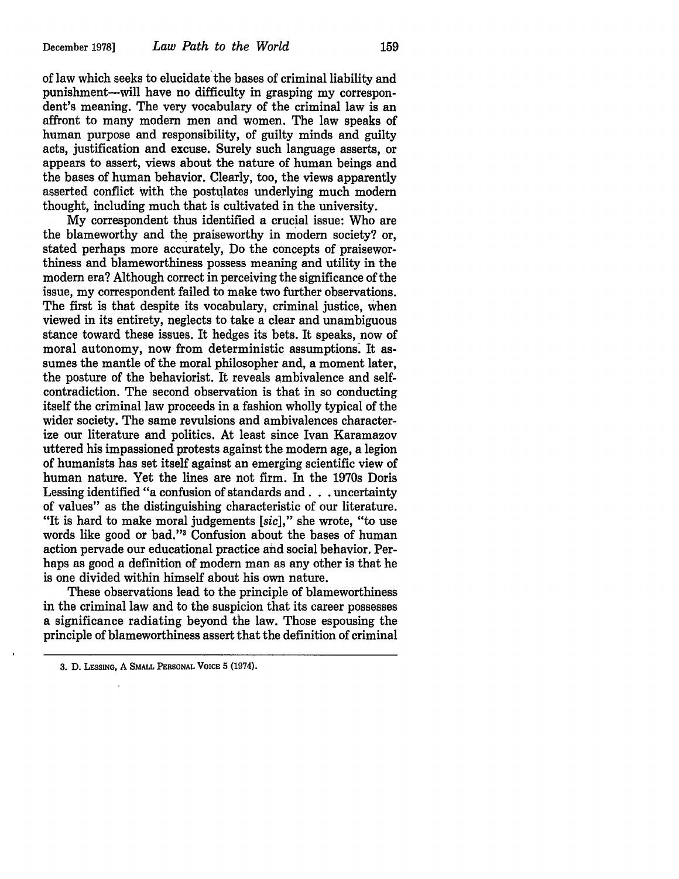of law which seeks to elucidate the bases of criminal liability and punishment—will have no difficulty in grasping my correspondent's meaning. The very vocabulary of the criminal law is an affront to many modern men and women. The law speaks of human purpose and responsibility, of guilty minds and guilty acts, justification and excuse. Surely such language asserts, or appears to assert, views about the nature of human beings and the bases of human behavior. Clearly, too, the views apparently asserted conflict with the postulates underlying much modern thought, including much that is cultivated in the university.

My correspondent thus identified a crucial issue: Who are the blameworthy and the praiseworthy in modern society? or, stated perhaps more accurately, Do the concepts of praiseworthiness and blameworthiness possess meaning and utility in the modern era? Although correct in perceiving the significance of the issue, my correspondent failed to make two further observations. The first is that despite its vocabulary, criminal justice, when viewed in its entirety, neglects to take a clear and unambiguous stance toward these issues. It hedges its bets. It speaks, now of moral autonomy, now from deterministic assumptions. It assumes the mantle of the moral philosopher and, a moment later, the posture of the behaviorist. It reveals ambivalence and self-contradiction. The second observation is that in so conducting itself the criminal law proceeds in a fashion wholly typical of the wider society. The same revulsions and ambivalences characterize our literature and politics. At least since Ivan Karamazov uttered his impassioned protests against the modern age, a legion of humanists has set itself against an emerging scientific view of human nature. Yet the lines are not firm. In the 1970s Doris Lessing identified "a confusion of standards and . . . uncertainty of values" as the distinguishing characteristic of our literature. "It is hard to make moral judgements [*sic*]," she wrote, "to use words like good or bad."[3] Confusion about the bases of human action pervade our educational practice and social behavior. Perhaps as good a definition of modern man as any other is that he is one divided within himself about his own nature.

These observations lead to the principle of blameworthiness in the criminal law and to the suspicion that its career possesses a significance radiating beyond the law. Those espousing the principle of blameworthiness assert that the definition of criminal

---

3. D. LESSING, A SMALL PERSONAL VOICE 5 (1974).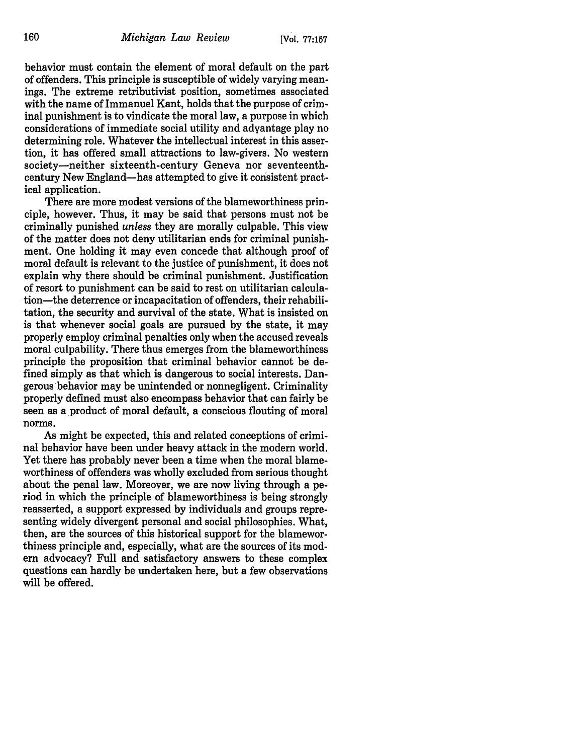behavior must contain the element of moral default on the part of offenders. This principle is susceptible of widely varying meanings. The extreme retributivist position, sometimes associated with the name of Immanuel Kant, holds that the purpose of criminal punishment is to vindicate the moral law, a purpose in which considerations of immediate social utility and advantage play no determining role. Whatever the intellectual interest in this assertion, it has offered small attractions to law-givers. No western society—neither sixteenth-century Geneva nor seventeenth-century New England—has attempted to give it consistent practical application.

There are more modest versions of the blameworthiness principle, however. Thus, it may be said that persons must not be criminally punished *unless* they are morally culpable. This view of the matter does not deny utilitarian ends for criminal punishment. One holding it may even concede that although proof of moral default is relevant to the justice of punishment, it does not explain why there should be criminal punishment. Justification of resort to punishment can be said to rest on utilitarian calculation—the deterrence or incapacitation of offenders, their rehabilitation, the security and survival of the state. What is insisted on is that whenever social goals are pursued by the state, it may properly employ criminal penalties only when the accused reveals moral culpability. There thus emerges from the blameworthiness principle the proposition that criminal behavior cannot be defined simply as that which is dangerous to social interests. Dangerous behavior may be unintended or nonnegligent. Criminality properly defined must also encompass behavior that can fairly be seen as a product of moral default, a conscious flouting of moral norms.

As might be expected, this and related conceptions of criminal behavior have been under heavy attack in the modern world. Yet there has probably never been a time when the moral blameworthiness of offenders was wholly excluded from serious thought about the penal law. Moreover, we are now living through a period in which the principle of blameworthiness is being strongly reasserted, a support expressed by individuals and groups representing widely divergent personal and social philosophies. What, then, are the sources of this historical support for the blameworthiness principle and, especially, what are the sources of its modern advocacy? Full and satisfactory answers to these complex questions can hardly be undertaken here, but a few observations will be offered.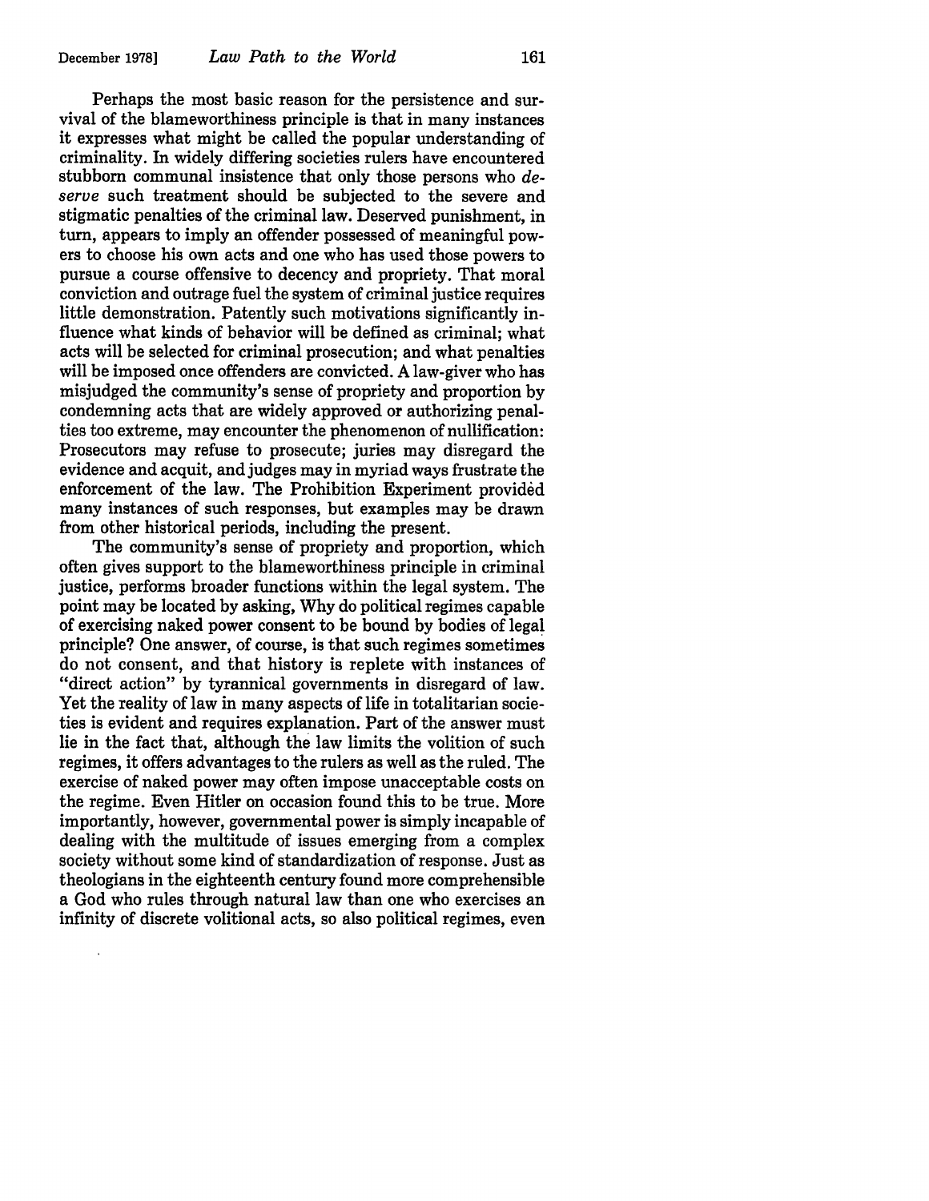Perhaps the most basic reason for the persistence and survival of the blameworthiness principle is that in many instances it expresses what might be called the popular understanding of criminality. In widely differing societies rulers have encountered stubborn communal insistence that only those persons who *deserve* such treatment should be subjected to the severe and stigmatic penalties of the criminal law. Deserved punishment, in turn, appears to imply an offender possessed of meaningful powers to choose his own acts and one who has used those powers to pursue a course offensive to decency and propriety. That moral conviction and outrage fuel the system of criminal justice requires little demonstration. Patently such motivations significantly influence what kinds of behavior will be defined as criminal; what acts will be selected for criminal prosecution; and what penalties will be imposed once offenders are convicted. A law-giver who has misjudged the community's sense of propriety and proportion by condemning acts that are widely approved or authorizing penalties too extreme, may encounter the phenomenon of nullification: Prosecutors may refuse to prosecute; juries may disregard the evidence and acquit, and judges may in myriad ways frustrate the enforcement of the law. The Prohibition Experiment provided many instances of such responses, but examples may be drawn from other historical periods, including the present.

The community's sense of propriety and proportion, which often gives support to the blameworthiness principle in criminal justice, performs broader functions within the legal system. The point may be located by asking, Why do political regimes capable of exercising naked power consent to be bound by bodies of legal principle? One answer, of course, is that such regimes sometimes do not consent, and that history is replete with instances of "direct action" by tyrannical governments in disregard of law. Yet the reality of law in many aspects of life in totalitarian societies is evident and requires explanation. Part of the answer must lie in the fact that, although the law limits the volition of such regimes, it offers advantages to the rulers as well as the ruled. The exercise of naked power may often impose unacceptable costs on the regime. Even Hitler on occasion found this to be true. More importantly, however, governmental power is simply incapable of dealing with the multitude of issues emerging from a complex society without some kind of standardization of response. Just as theologians in the eighteenth century found more comprehensible a God who rules through natural law than one who exercises an infinity of discrete volitional acts, so also political regimes, even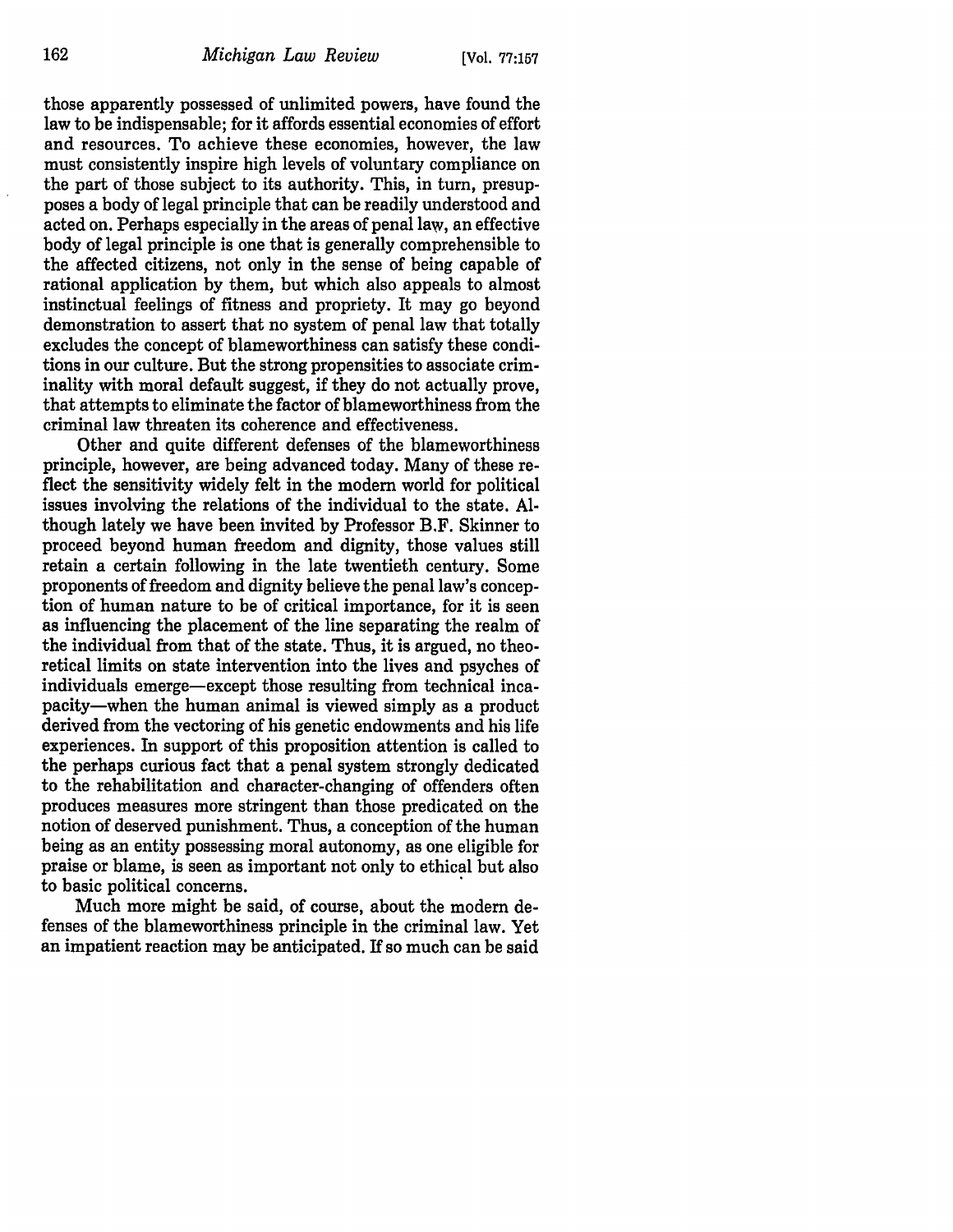those apparently possessed of unlimited powers, have found the law to be indispensable; for it affords essential economies of effort and resources. To achieve these economies, however, the law must consistently inspire high levels of voluntary compliance on the part of those subject to its authority. This, in turn, presupposes a body of legal principle that can be readily understood and acted on. Perhaps especially in the areas of penal law, an effective body of legal principle is one that is generally comprehensible to the affected citizens, not only in the sense of being capable of rational application by them, but which also appeals to almost instinctual feelings of fitness and propriety. It may go beyond demonstration to assert that no system of penal law that totally excludes the concept of blameworthiness can satisfy these conditions in our culture. But the strong propensities to associate criminality with moral default suggest, if they do not actually prove, that attempts to eliminate the factor of blameworthiness from the criminal law threaten its coherence and effectiveness.

Other and quite different defenses of the blameworthiness principle, however, are being advanced today. Many of these reflect the sensitivity widely felt in the modern world for political issues involving the relations of the individual to the state. Although lately we have been invited by Professor B.F. Skinner to proceed beyond human freedom and dignity, those values still retain a certain following in the late twentieth century. Some proponents of freedom and dignity believe the penal law's conception of human nature to be of critical importance, for it is seen as influencing the placement of the line separating the realm of the individual from that of the state. Thus, it is argued, no theoretical limits on state intervention into the lives and psyches of individuals emerge—except those resulting from technical incapacity—when the human animal is viewed simply as a product derived from the vectoring of his genetic endowments and his life experiences. In support of this proposition attention is called to the perhaps curious fact that a penal system strongly dedicated to the rehabilitation and character-changing of offenders often produces measures more stringent than those predicated on the notion of deserved punishment. Thus, a conception of the human being as an entity possessing moral autonomy, as one eligible for praise or blame, is seen as important not only to ethical but also to basic political concerns.

Much more might be said, of course, about the modern defenses of the blameworthiness principle in the criminal law. Yet an impatient reaction may be anticipated. If so much can be said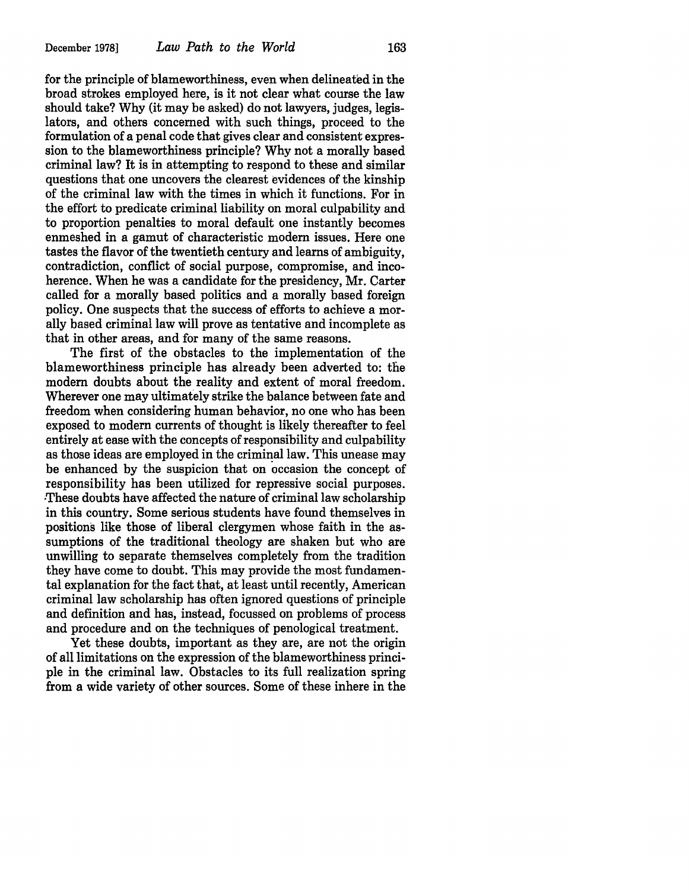for the principle of blameworthiness, even when delineated in the broad strokes employed here, is it not clear what course the law should take? Why (it may be asked) do not lawyers, judges, legislators, and others concerned with such things, proceed to the formulation of a penal code that gives clear and consistent expression to the blameworthiness principle? Why not a morally based criminal law? It is in attempting to respond to these and similar questions that one uncovers the clearest evidences of the kinship of the criminal law with the times in which it functions. For in the effort to predicate criminal liability on moral culpability and to proportion penalties to moral default one instantly becomes enmeshed in a gamut of characteristic modern issues. Here one tastes the flavor of the twentieth century and learns of ambiguity, contradiction, conflict of social purpose, compromise, and incoherence. When he was a candidate for the presidency, Mr. Carter called for a morally based politics and a morally based foreign policy. One suspects that the success of efforts to achieve a morally based criminal law will prove as tentative and incomplete as that in other areas, and for many of the same reasons.

The first of the obstacles to the implementation of the blameworthiness principle has already been adverted to: the modern doubts about the reality and extent of moral freedom. Wherever one may ultimately strike the balance between fate and freedom when considering human behavior, no one who has been exposed to modern currents of thought is likely thereafter to feel entirely at ease with the concepts of responsibility and culpability as those ideas are employed in the criminal law. This unease may be enhanced by the suspicion that on occasion the concept of responsibility has been utilized for repressive social purposes. These doubts have affected the nature of criminal law scholarship in this country. Some serious students have found themselves in positions like those of liberal clergymen whose faith in the assumptions of the traditional theology are shaken but who are unwilling to separate themselves completely from the tradition they have come to doubt. This may provide the most fundamental explanation for the fact that, at least until recently, American criminal law scholarship has often ignored questions of principle and definition and has, instead, focussed on problems of process and procedure and on the techniques of penological treatment.

Yet these doubts, important as they are, are not the origin of all limitations on the expression of the blameworthiness principle in the criminal law. Obstacles to its full realization spring from a wide variety of other sources. Some of these inhere in the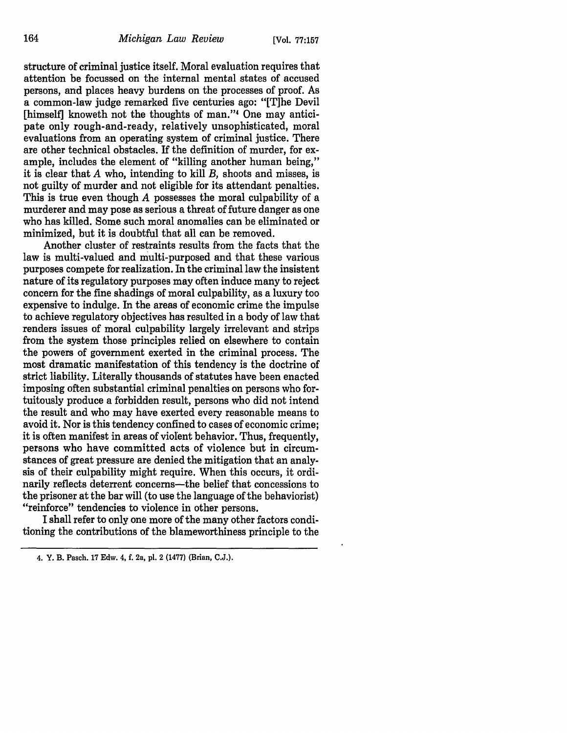structure of criminal justice itself. Moral evaluation requires that attention be focussed on the internal mental states of accused persons, and places heavy burdens on the processes of proof. As a common-law judge remarked five centuries ago: "[T]he Devil [himself] knoweth not the thoughts of man."[4] One may anticipate only rough-and-ready, relatively unsophisticated, moral evaluations from an operating system of criminal justice. There are other technical obstacles. If the definition of murder, for example, includes the element of "killing another human being," it is clear that *A* who, intending to kill *B*, shoots and misses, is not guilty of murder and not eligible for its attendant penalties. This is true even though *A* possesses the moral culpability of a murderer and may pose as serious a threat of future danger as one who has killed. Some such moral anomalies can be eliminated or minimized, but it is doubtful that all can be removed.

Another cluster of restraints results from the facts that the law is multi-valued and multi-purposed and that these various purposes compete for realization. In the criminal law the insistent nature of its regulatory purposes may often induce many to reject concern for the fine shadings of moral culpability, as a luxury too expensive to indulge. In the areas of economic crime the impulse to achieve regulatory objectives has resulted in a body of law that renders issues of moral culpability largely irrelevant and strips from the system those principles relied on elsewhere to contain the powers of government exerted in the criminal process. The most dramatic manifestation of this tendency is the doctrine of strict liability. Literally thousands of statutes have been enacted imposing often substantial criminal penalties on persons who fortuitously produce a forbidden result, persons who did not intend the result and who may have exerted every reasonable means to avoid it. Nor is this tendency confined to cases of economic crime; it is often manifest in areas of violent behavior. Thus, frequently, persons who have committed acts of violence but in circumstances of great pressure are denied the mitigation that an analysis of their culpability might require. When this occurs, it ordinarily reflects deterrent concerns—the belief that concessions to the prisoner at the bar will (to use the language of the behaviorist) "reinforce" tendencies to violence in other persons.

I shall refer to only one more of the many other factors conditioning the contributions of the blameworthiness principle to the

4. Y. B. Pasch. 17 Edw. 4, f. 2a, pl. 2 (1477) (Brian, C.J.).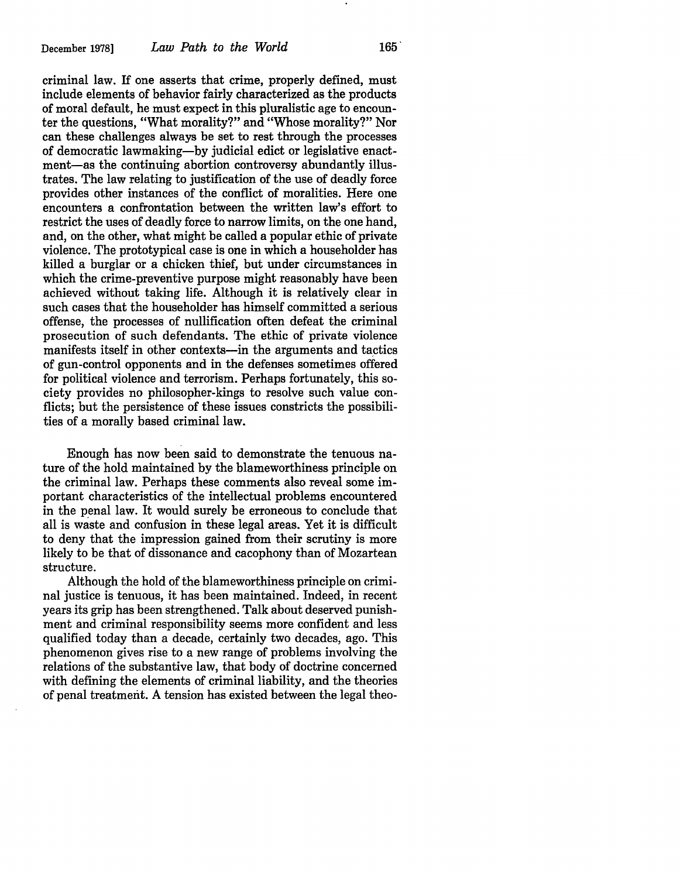criminal law. If one asserts that crime, properly defined, must include elements of behavior fairly characterized as the products of moral default, he must expect in this pluralistic age to encounter the questions, "What morality?" and "Whose morality?" Nor can these challenges always be set to rest through the processes of democratic lawmaking—by judicial edict or legislative enactment—as the continuing abortion controversy abundantly illustrates. The law relating to justification of the use of deadly force provides other instances of the conflict of moralities. Here one encounters a confrontation between the written law's effort to restrict the uses of deadly force to narrow limits, on the one hand, and, on the other, what might be called a popular ethic of private violence. The prototypical case is one in which a householder has killed a burglar or a chicken thief, but under circumstances in which the crime-preventive purpose might reasonably have been achieved without taking life. Although it is relatively clear in such cases that the householder has himself committed a serious offense, the processes of nullification often defeat the criminal prosecution of such defendants. The ethic of private violence manifests itself in other contexts—in the arguments and tactics of gun-control opponents and in the defenses sometimes offered for political violence and terrorism. Perhaps fortunately, this society provides no philosopher-kings to resolve such value conflicts; but the persistence of these issues constricts the possibilities of a morally based criminal law.

Enough has now been said to demonstrate the tenuous nature of the hold maintained by the blameworthiness principle on the criminal law. Perhaps these comments also reveal some important characteristics of the intellectual problems encountered in the penal law. It would surely be erroneous to conclude that all is waste and confusion in these legal areas. Yet it is difficult to deny that the impression gained from their scrutiny is more likely to be that of dissonance and cacophony than of Mozartean structure.

Although the hold of the blameworthiness principle on criminal justice is tenuous, it has been maintained. Indeed, in recent years its grip has been strengthened. Talk about deserved punishment and criminal responsibility seems more confident and less qualified today than a decade, certainly two decades, ago. This phenomenon gives rise to a new range of problems involving the relations of the substantive law, that body of doctrine concerned with defining the elements of criminal liability, and the theories of penal treatment. A tension has existed between the legal theo-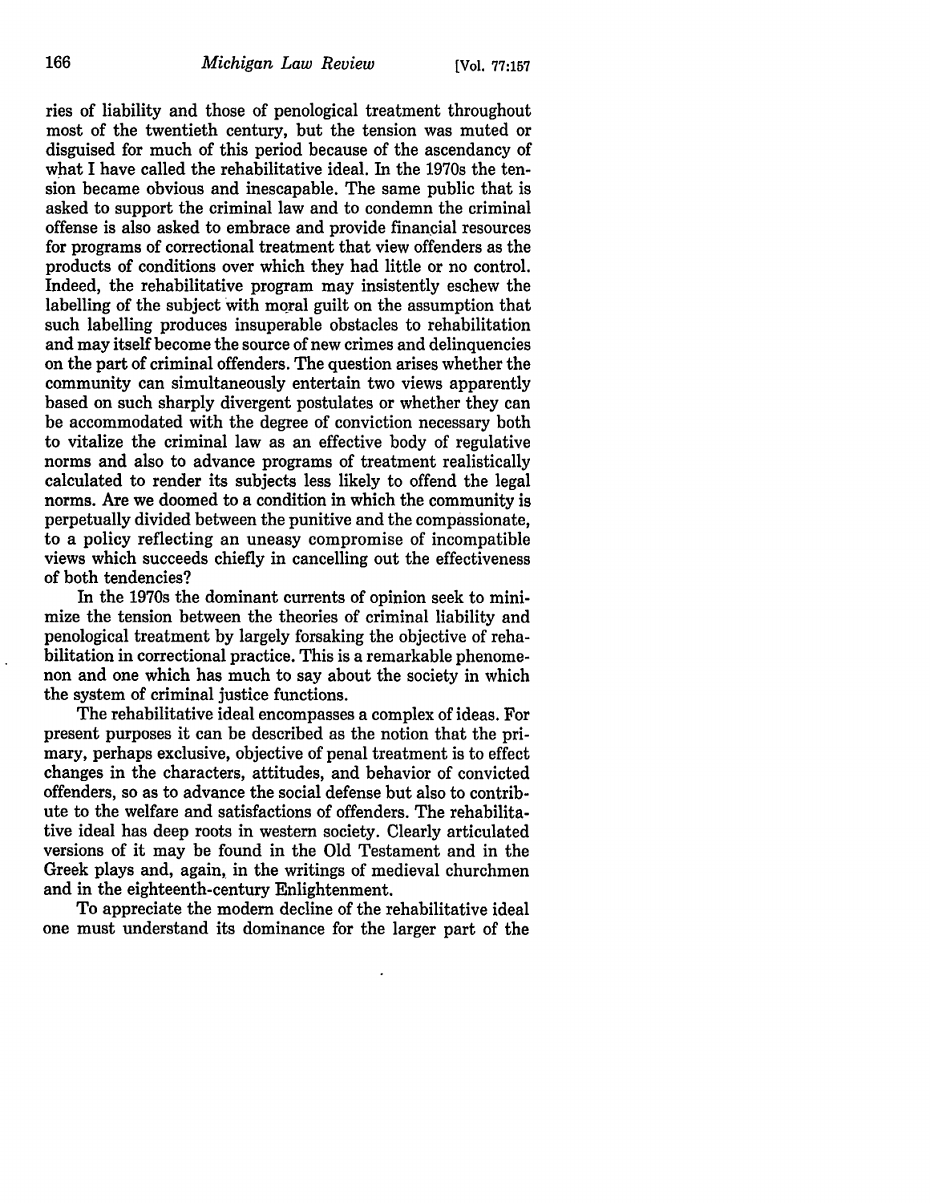ries of liability and those of penological treatment throughout most of the twentieth century, but the tension was muted or disguised for much of this period because of the ascendancy of what I have called the rehabilitative ideal. In the 1970s the tension became obvious and inescapable. The same public that is asked to support the criminal law and to condemn the criminal offense is also asked to embrace and provide financial resources for programs of correctional treatment that view offenders as the products of conditions over which they had little or no control. Indeed, the rehabilitative program may insistently eschew the labelling of the subject with moral guilt on the assumption that such labelling produces insuperable obstacles to rehabilitation and may itself become the source of new crimes and delinquencies on the part of criminal offenders. The question arises whether the community can simultaneously entertain two views apparently based on such sharply divergent postulates or whether they can be accommodated with the degree of conviction necessary both to vitalize the criminal law as an effective body of regulative norms and also to advance programs of treatment realistically calculated to render its subjects less likely to offend the legal norms. Are we doomed to a condition in which the community is perpetually divided between the punitive and the compassionate, to a policy reflecting an uneasy compromise of incompatible views which succeeds chiefly in cancelling out the effectiveness of both tendencies?

In the 1970s the dominant currents of opinion seek to minimize the tension between the theories of criminal liability and penological treatment by largely forsaking the objective of rehabilitation in correctional practice. This is a remarkable phenomenon and one which has much to say about the society in which the system of criminal justice functions.

The rehabilitative ideal encompasses a complex of ideas. For present purposes it can be described as the notion that the primary, perhaps exclusive, objective of penal treatment is to effect changes in the characters, attitudes, and behavior of convicted offenders, so as to advance the social defense but also to contribute to the welfare and satisfactions of offenders. The rehabilitative ideal has deep roots in western society. Clearly articulated versions of it may be found in the Old Testament and in the Greek plays and, again, in the writings of medieval churchmen and in the eighteenth-century Enlightenment.

To appreciate the modern decline of the rehabilitative ideal one must understand its dominance for the larger part of the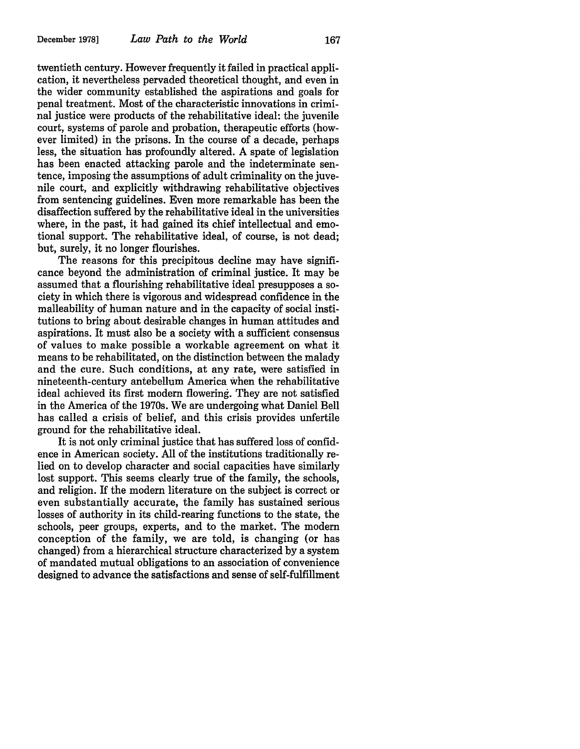twentieth century. However frequently it failed in practical application, it nevertheless pervaded theoretical thought, and even in the wider community established the aspirations and goals for penal treatment. Most of the characteristic innovations in criminal justice were products of the rehabilitative ideal: the juvenile court, systems of parole and probation, therapeutic efforts (however limited) in the prisons. In the course of a decade, perhaps less, the situation has profoundly altered. A spate of legislation has been enacted attacking parole and the indeterminate sentence, imposing the assumptions of adult criminality on the juvenile court, and explicitly withdrawing rehabilitative objectives from sentencing guidelines. Even more remarkable has been the disaffection suffered by the rehabilitative ideal in the universities where, in the past, it had gained its chief intellectual and emotional support. The rehabilitative ideal, of course, is not dead; but, surely, it no longer flourishes.

The reasons for this precipitous decline may have significance beyond the administration of criminal justice. It may be assumed that a flourishing rehabilitative ideal presupposes a society in which there is vigorous and widespread confidence in the malleability of human nature and in the capacity of social institutions to bring about desirable changes in human attitudes and aspirations. It must also be a society with a sufficient consensus of values to make possible a workable agreement on what it means to be rehabilitated, on the distinction between the malady and the cure. Such conditions, at any rate, were satisfied in nineteenth-century antebellum America when the rehabilitative ideal achieved its first modern flowering. They are not satisfied in the America of the 1970s. We are undergoing what Daniel Bell has called a crisis of belief, and this crisis provides unfertile ground for the rehabilitative ideal.

It is not only criminal justice that has suffered loss of confidence in American society. All of the institutions traditionally relied on to develop character and social capacities have similarly lost support. This seems clearly true of the family, the schools, and religion. If the modern literature on the subject is correct or even substantially accurate, the family has sustained serious losses of authority in its child-rearing functions to the state, the schools, peer groups, experts, and to the market. The modern conception of the family, we are told, is changing (or has changed) from a hierarchical structure characterized by a system of mandated mutual obligations to an association of convenience designed to advance the satisfactions and sense of self-fulfillment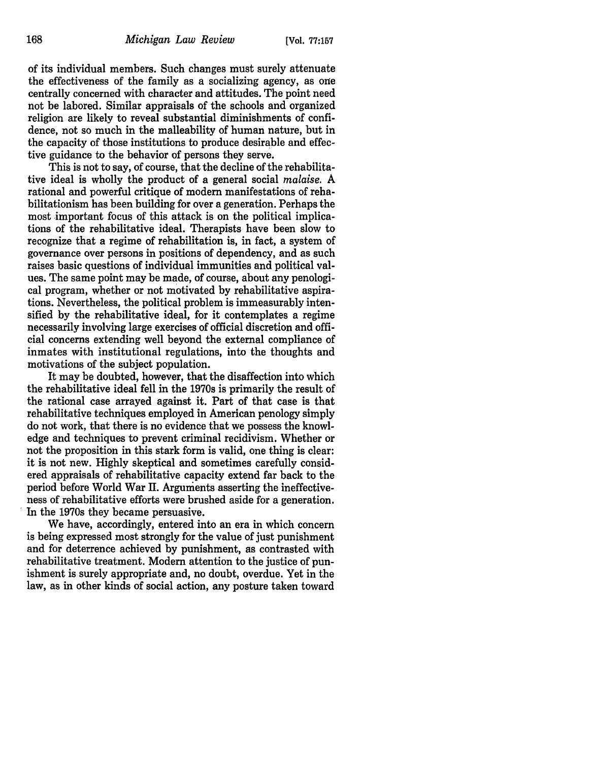of its individual members. Such changes must surely attenuate the effectiveness of the family as a socializing agency, as one centrally concerned with character and attitudes. The point need not be labored. Similar appraisals of the schools and organized religion are likely to reveal substantial diminishments of confidence, not so much in the malleability of human nature, but in the capacity of those institutions to produce desirable and effective guidance to the behavior of persons they serve.

This is not to say, of course, that the decline of the rehabilitative ideal is wholly the product of a general social *malaise.* A rational and powerful critique of modern manifestations of rehabilitationism has been building for over a generation. Perhaps the most important focus of this attack is on the political implications of the rehabilitative ideal. Therapists have been slow to recognize that a regime of rehabilitation is, in fact, a system of governance over persons in positions of dependency, and as such raises basic questions of individual immunities and political values. The same point may be made, of course, about any penological program, whether or not motivated by rehabilitative aspirations. Nevertheless, the political problem is immeasurably intensified by the rehabilitative ideal, for it contemplates a regime necessarily involving large exercises of official discretion and official concerns extending well beyond the external compliance of inmates with institutional regulations, into the thoughts and motivations of the subject population.

It may be doubted, however, that the disaffection into which the rehabilitative ideal fell in the 1970s is primarily the result of the rational case arrayed against it. Part of that case is that rehabilitative techniques employed in American penology simply do not work, that there is no evidence that we possess the knowledge and techniques to prevent criminal recidivism. Whether or not the proposition in this stark form is valid, one thing is clear: it is not new. Highly skeptical and sometimes carefully considered appraisals of rehabilitative capacity extend far back to the period before World War II. Arguments asserting the ineffectiveness of rehabilitative efforts were brushed aside for a generation. In the 1970s they became persuasive.

We have, accordingly, entered into an era in which concern is being expressed most strongly for the value of just punishment and for deterrence achieved by punishment, as contrasted with rehabilitative treatment. Modern attention to the justice of punishment is surely appropriate and, no doubt, overdue. Yet in the law, as in other kinds of social action, any posture taken toward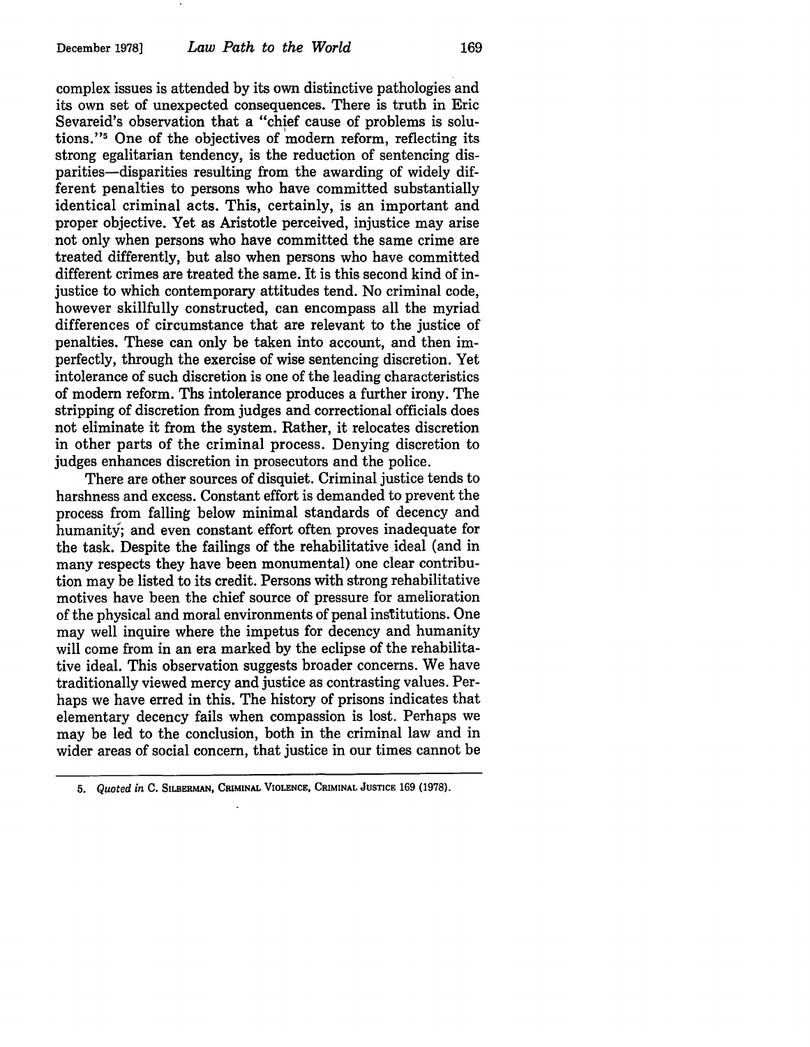complex issues is attended by its own distinctive pathologies and its own set of unexpected consequences. There is truth in Eric Sevareid's observation that a "chief cause of problems is solutions."[5] One of the objectives of modern reform, reflecting its strong egalitarian tendency, is the reduction of sentencing disparities—disparities resulting from the awarding of widely different penalties to persons who have committed substantially identical criminal acts. This, certainly, is an important and proper objective. Yet as Aristotle perceived, injustice may arise not only when persons who have committed the same crime are treated differently, but also when persons who have committed different crimes are treated the same. It is this second kind of injustice to which contemporary attitudes tend. No criminal code, however skillfully constructed, can encompass all the myriad differences of circumstance that are relevant to the justice of penalties. These can only be taken into account, and then imperfectly, through the exercise of wise sentencing discretion. Yet intolerance of such discretion is one of the leading characteristics of modern reform. Ths intolerance produces a further irony. The stripping of discretion from judges and correctional officials does not eliminate it from the system. Rather, it relocates discretion in other parts of the criminal process. Denying discretion to judges enhances discretion in prosecutors and the police.

There are other sources of disquiet. Criminal justice tends to harshness and excess. Constant effort is demanded to prevent the process from falling below minimal standards of decency and humanity; and even constant effort often proves inadequate for the task. Despite the failings of the rehabilitative ideal (and in many respects they have been monumental) one clear contribution may be listed to its credit. Persons with strong rehabilitative motives have been the chief source of pressure for amelioration of the physical and moral environments of penal institutions. One may well inquire where the impetus for decency and humanity will come from in an era marked by the eclipse of the rehabilitative ideal. This observation suggests broader concerns. We have traditionally viewed mercy and justice as contrasting values. Perhaps we have erred in this. The history of prisons indicates that elementary decency fails when compassion is lost. Perhaps we may be led to the conclusion, both in the criminal law and in wider areas of social concern, that justice in our times cannot be

---

5. *Quoted in* C. SILBERMAN, CRIMINAL VIOLENCE, CRIMINAL JUSTICE 169 (1978).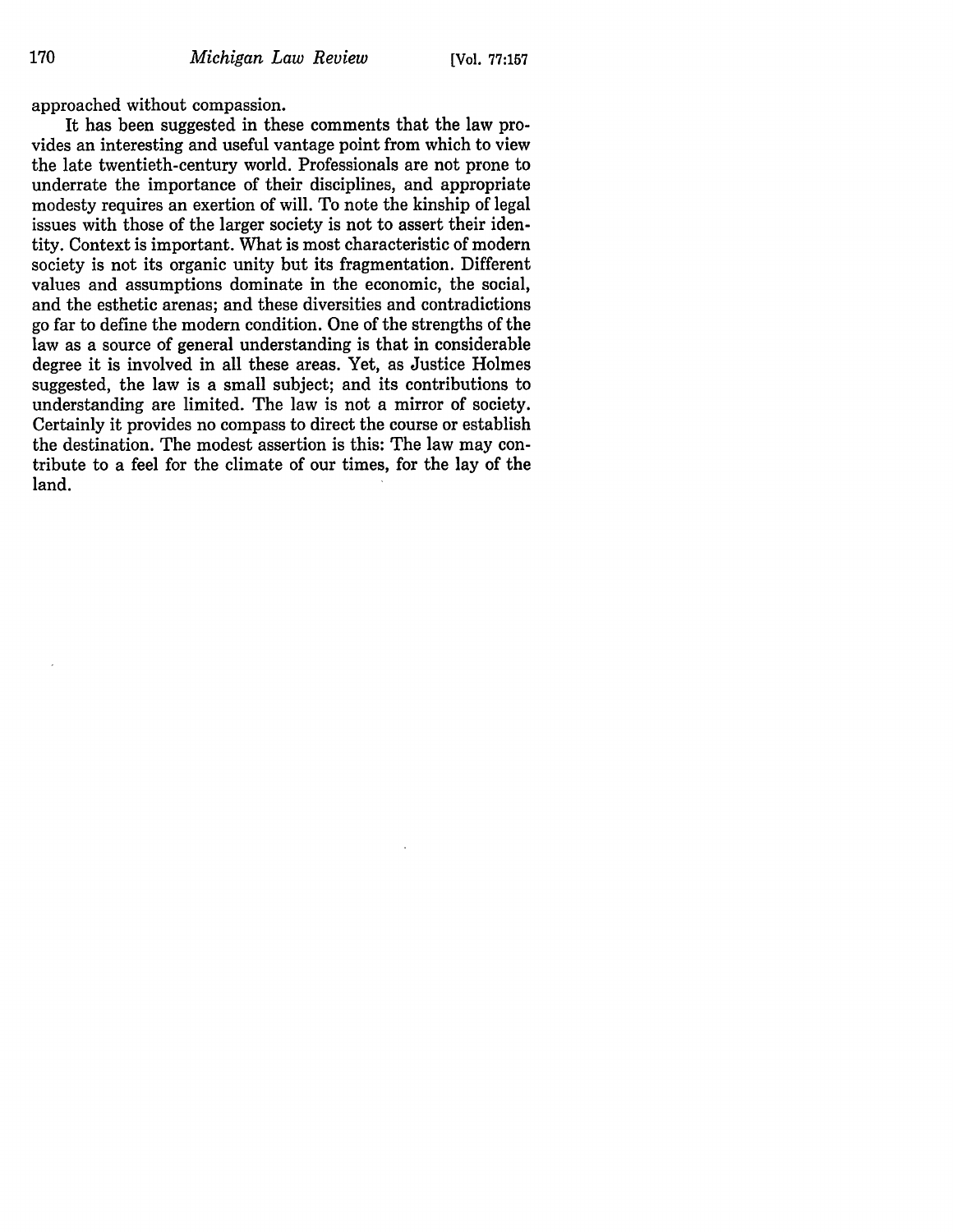approached without compassion.

It has been suggested in these comments that the law provides an interesting and useful vantage point from which to view the late twentieth-century world. Professionals are not prone to underrate the importance of their disciplines, and appropriate modesty requires an exertion of will. To note the kinship of legal issues with those of the larger society is not to assert their identity. Context is important. What is most characteristic of modern society is not its organic unity but its fragmentation. Different values and assumptions dominate in the economic, the social, and the esthetic arenas; and these diversities and contradictions go far to define the modern condition. One of the strengths of the law as a source of general understanding is that in considerable degree it is involved in all these areas. Yet, as Justice Holmes suggested, the law is a small subject; and its contributions to understanding are limited. The law is not a mirror of society. Certainly it provides no compass to direct the course or establish the destination. The modest assertion is this: The law may contribute to a feel for the climate of our times, for the lay of the land.